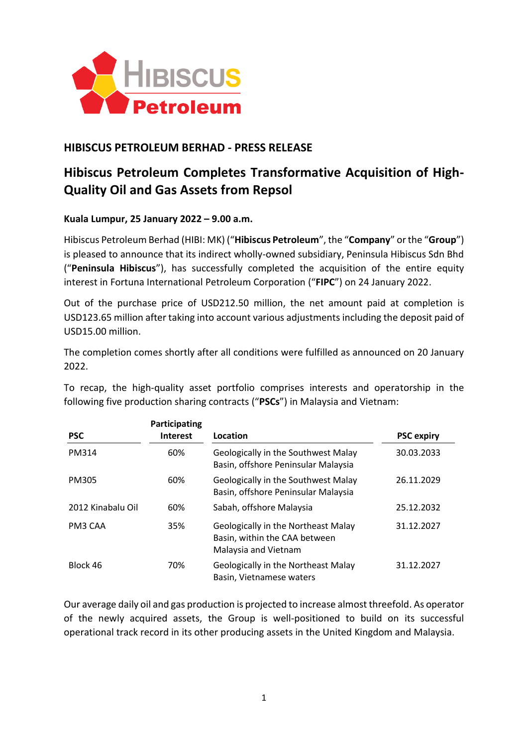## HIBISCUS PETROLEUM BERHAD - PRESS RELEASE

# Hibiscus Petroleum Completes Transformative Acquisition of High-Quality Oil and Gas Assets from Repsol

**Kuala Lumpur, 25 January 2022 – 9.00 a.m.**

Hibiscus Petroleum Berhad (HIBI: MK) ("**Hibiscus Petroleum**", the "**Company**" or the "**Group**") is pleased to announce that its indirect wholly-owned subsidiary, Peninsula Hibiscus Sdn Bhd ("**Peninsula Hibiscus**"), has successfully completed the acquisition of the entire equity interest in Fortuna International Petroleum Corporation ("**FIPC**") on 24 January 2022.

Out of the purchase price of USD212.50 million, the net amount paid at completion is USD123.65 million after taking into account various adjustments including the deposit paid of USD15.00 million.

The completion comes shortly after all conditions were fulfilled as announced on 20 January 2022.

To recap, the high-quality asset portfolio comprises interests and operatorship in the following five production sharing contracts ("**PSCs**") in Malaysia and Vietnam:

| PSC | Participating Interest | Location | PSC expiry |
|---|---|---|---|
| PM314 | 60% | Geologically in the Southwest Malay Basin, offshore Peninsular Malaysia | 30.03.2033 |
| PM305 | 60% | Geologically in the Southwest Malay Basin, offshore Peninsular Malaysia | 26.11.2029 |
| 2012 Kinabalu Oil | 60% | Sabah, offshore Malaysia | 25.12.2032 |
| PM3 CAA | 35% | Geologically in the Northeast Malay Basin, within the CAA between Malaysia and Vietnam | 31.12.2027 |
| Block 46 | 70% | Geologically in the Northeast Malay Basin, Vietnamese waters | 31.12.2027 |

Our average daily oil and gas production is projected to increase almost threefold. As operator of the newly acquired assets, the Group is well-positioned to build on its successful operational track record in its other producing assets in the United Kingdom and Malaysia.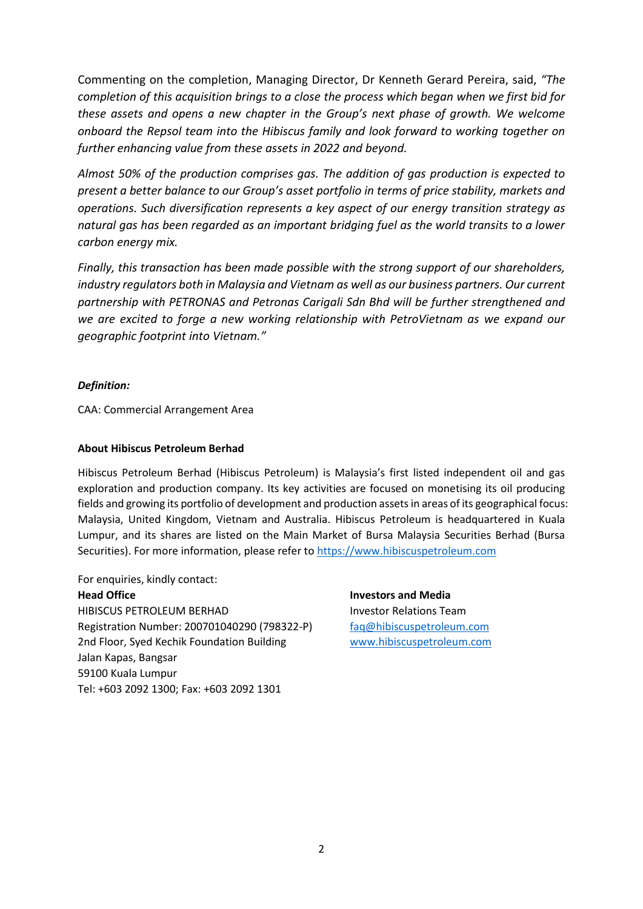Commenting on the completion, Managing Director, Dr Kenneth Gerard Pereira, said, *"The completion of this acquisition brings to a close the process which began when we first bid for these assets and opens a new chapter in the Group's next phase of growth. We welcome onboard the Repsol team into the Hibiscus family and look forward to working together on further enhancing value from these assets in 2022 and beyond.*

*Almost 50% of the production comprises gas. The addition of gas production is expected to present a better balance to our Group's asset portfolio in terms of price stability, markets and operations. Such diversification represents a key aspect of our energy transition strategy as natural gas has been regarded as an important bridging fuel as the world transits to a lower carbon energy mix.*

*Finally, this transaction has been made possible with the strong support of our shareholders, industry regulators both in Malaysia and Vietnam as well as our business partners. Our current partnership with PETRONAS and Petronas Carigali Sdn Bhd will be further strengthened and we are excited to forge a new working relationship with PetroVietnam as we expand our geographic footprint into Vietnam."*

***Definition:***

CAA: Commercial Arrangement Area

**About Hibiscus Petroleum Berhad**

Hibiscus Petroleum Berhad (Hibiscus Petroleum) is Malaysia's first listed independent oil and gas exploration and production company. Its key activities are focused on monetising its oil producing fields and growing its portfolio of development and production assets in areas of its geographical focus: Malaysia, United Kingdom, Vietnam and Australia. Hibiscus Petroleum is headquartered in Kuala Lumpur, and its shares are listed on the Main Market of Bursa Malaysia Securities Berhad (Bursa Securities). For more information, please refer to https://www.hibiscuspetroleum.com

For enquiries, kindly contact:

**Head Office**
HIBISCUS PETROLEUM BERHAD
Registration Number: 200701040290 (798322-P)
2nd Floor, Syed Kechik Foundation Building
Jalan Kapas, Bangsar
59100 Kuala Lumpur
Tel: +603 2092 1300; Fax: +603 2092 1301

**Investors and Media**
Investor Relations Team
faq@hibiscuspetroleum.com
www.hibiscuspetroleum.com